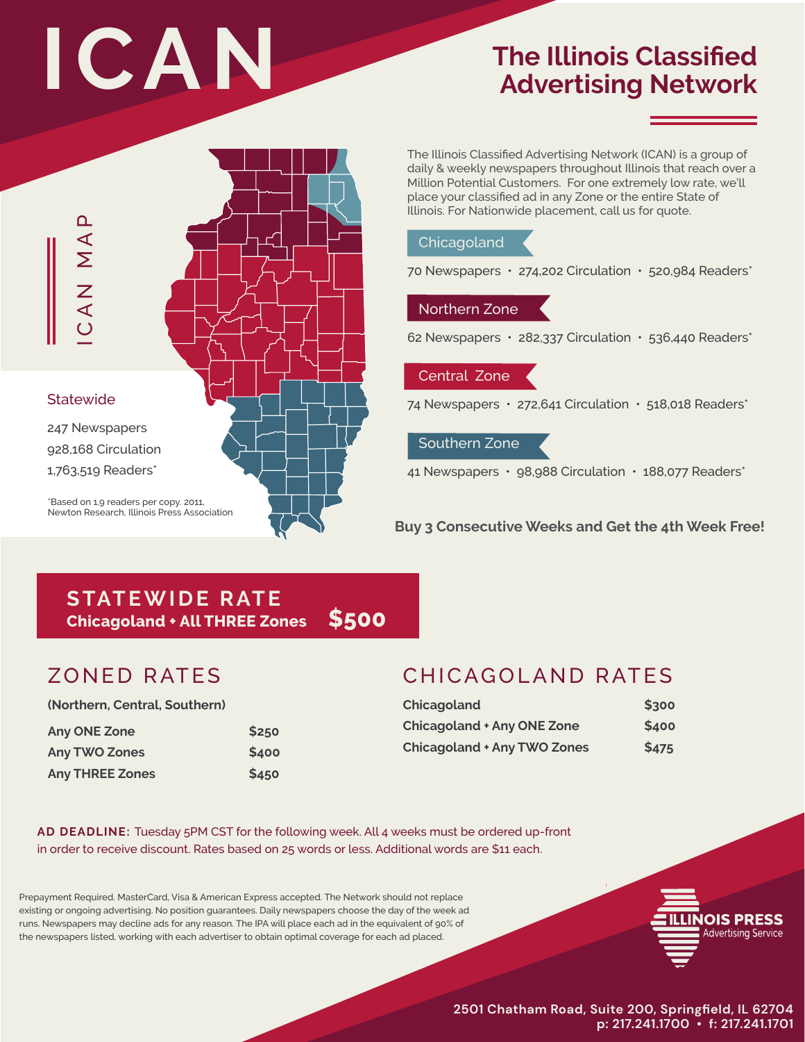# ICAN

## The Illinois Classified Advertising Network

ICAN MAP

The Illinois Classified Advertising Network (ICAN) is a group of daily & weekly newspapers throughout Illinois that reach over a Million Potential Customers. For one extremely low rate, we'll place your classified ad in any Zone or the entire State of Illinois. For Nationwide placement, call us for quote.

### Chicagoland

70 Newspapers • 274,202 Circulation • 520,984 Readers*

### Northern Zone

62 Newspapers • 282,337 Circulation • 536,440 Readers*

### Central Zone

74 Newspapers • 272,641 Circulation • 518,018 Readers*

### Southern Zone

41 Newspapers • 98,988 Circulation • 188,077 Readers*

### Statewide

247 Newspapers
928,168 Circulation
1,763,519 Readers*

*Based on 1.9 readers per copy. 2011, Newton Research, Illinois Press Association

**Buy 3 Consecutive Weeks and Get the 4th Week Free!**

## STATEWIDE RATE

**Chicagoland + All THREE Zones $500**

## ZONED RATES

**(Northern, Central, Southern)**

| | |
|---|---|
| **Any ONE Zone** | **$250** |
| **Any TWO Zones** | **$400** |
| **Any THREE Zones** | **$450** |

## CHICAGOLAND RATES

| | |
|---|---|
| **Chicagoland** | **$300** |
| **Chicagoland + Any ONE Zone** | **$400** |
| **Chicagoland + Any TWO Zones** | **$475** |

**AD DEADLINE:** Tuesday 5PM CST for the following week. All 4 weeks must be ordered up-front in order to receive discount. Rates based on 25 words or less. Additional words are $11 each.

Prepayment Required. MasterCard, Visa & American Express accepted. The Network should not replace existing or ongoing advertising. No position guarantees. Daily newspapers choose the day of the week ad runs. Newspapers may decline ads for any reason. The IPA will place each ad in the equivalent of 90% of the newspapers listed, working with each advertiser to obtain optimal coverage for each ad placed.

ILLINOIS PRESS Advertising Service

2501 Chatham Road, Suite 200, Springfield, IL 62704
p: 217.241.1700 • f: 217.241.1701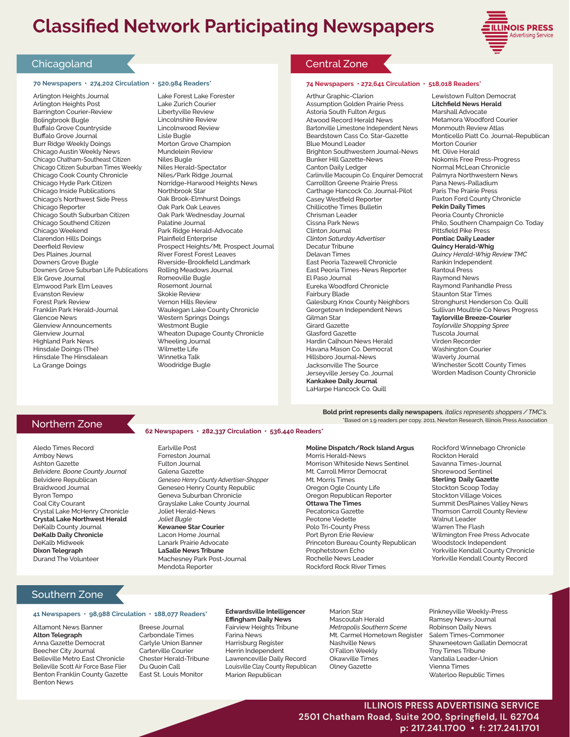# Classified Network Participating Newspapers

ILLINOIS PRESS Advertising Service

## Chicagoland

**70 Newspapers • 274,202 Circulation • 520,984 Readers***

- Arlington Heights Journal
- Arlington Heights Post
- Barrington Courier-Review
- Bolingbrook Bugle
- Buffalo Grove Countryside
- Buffalo Grove Journal
- Burr Ridge Weekly Doings
- Chicago Austin Weekly News
- Chicago Chatham-Southeast Citizen
- Chicago Citizen Suburban Times Weekly
- Chicago Cook County Chronicle
- Chicago Hyde Park Citizen
- Chicago Inside Publications
- Chicago's Northwest Side Press
- Chicago Reporter
- Chicago South Suburban Citizen
- Chicago Southend Citizen
- Chicago Weekend
- Clarendon Hills Doings
- Deerfield Review
- Des Plaines Journal
- Downers Grove Bugle
- Downers Grove Suburban Life Publications
- Elk Grove Journal
- Elmwood Park Elm Leaves
- Evanston Review
- Forest Park Review
- Franklin Park Herald-Journal
- Glencoe News
- Glenview Announcements
- Glenview Journal
- Highland Park News
- Hinsdale Doings (The)
- Hinsdale The Hinsdalean
- La Grange Doings
- Lake Forest Lake Forester
- Lake Zurich Courier
- Libertyville Review
- Lincolnshire Review
- Lincolnwood Review
- Lisle Bugle
- Morton Grove Champion
- Mundelein Review
- Niles Bugle
- Niles Herald-Spectator
- Niles/Park Ridge Journal
- Norridge-Harwood Heights News
- Northbrook Star
- Oak Brook-Elmhurst Doings
- Oak Park Oak Leaves
- Oak Park Wednesday Journal
- Palatine Journal
- Park Ridge Herald-Advocate
- Plainfield Enterprise
- Prospect Heights/Mt. Prospect Journal
- River Forest Forest Leaves
- Riverside-Brookfield Landmark
- Rolling Meadows Journal
- Romeoville Bugle
- Rosemont Journal
- Skokie Review
- Vernon Hills Review
- Waukegan Lake County Chronicle
- Western Springs Doings
- Westmont Bugle
- Wheaton Dupage County Chronicle
- Wheeling Journal
- Wilmette Life
- Winnetka Talk
- Woodridge Bugle

## Central Zone

**74 Newspapers • 272,641 Circulation • 518,018 Readers***

- Arthur Graphic-Clarion
- Assumption Golden Prairie Press
- Astoria South Fulton Argus
- Atwood Record Herald News
- Bartonville Limestone Independent News
- Beardstown Cass Co. Star-Gazette
- Blue Mound Leader
- Brighton Southwestern Journal-News
- Bunker Hill Gazette-News
- Canton Daily Ledger
- Carlinville Macoupin Co. Enquirer Democrat
- Carrollton Greene Prairie Press
- Carthage Hancock Co. Journal-Pilot
- Casey Westfield Reporter
- Chillicothe Times Bulletin
- Chrisman Leader
- Cissna Park News
- Clinton Journal
- *Clinton Saturday Advertiser*
- Decatur Tribune
- Delavan Times
- East Peoria Tazewell Chronicle
- East Peoria Times-News Reporter
- El Paso Journal
- Eureka Woodford Chronicle
- Fairbury Blade
- Galesburg Knox County Neighbors
- Georgetown Independent News
- Gilman Star
- Girard Gazette
- Glasford Gazette
- Hardin Calhoun News Herald
- Havana Mason Co. Democrat
- Hillsboro Journal-News
- Jacksonville The Source
- Jerseyville Jersey Co. Journal
- **Kankakee Daily Journal**
- LaHarpe Hancock Co. Quill
- Lewistown Fulton Democrat
- **Litchfield News Herald**
- Marshall Advocate
- Metamora Woodford Courier
- Monmouth Review Atlas
- Monticello Piatt Co. Journal-Republican
- Morton Courier
- Mt. Olive Herald
- Nokomis Free Press-Progress
- Normal McLean Chronicle
- Palmyra Northwestern News
- Pana News-Palladium
- Paris The Prairie Press
- Paxton Ford County Chronicle
- **Pekin Daily Times**
- Peoria County Chronicle
- Philo, Southern Champaign Co. Today
- Pittsfield Pike Press
- **Pontiac Daily Leader**
- **Quincy Herald-Whig**
- *Quincy Herald-Whig Review TMC*
- Rankin Independent
- Rantoul Press
- Raymond News
- Raymond Panhandle Press
- Staunton Star Times
- Stronghurst Henderson Co. Quill
- Sullivan Moultrie Co News Progress
- **Taylorville Breeze-Courier**
- *Taylorville Shopping Spree*
- Tuscola Journal
- Virden Recorder
- Washington Courier
- Waverly Journal
- Winchester Scott County Times
- Worden Madison County Chronicle

**Bold print represents daily newspapers**, *italics represents shoppers / TMC's.*

*Based on 1.9 readers per copy. 2011, Newton Research, Illinois Press Association

## Northern Zone

**62 Newspapers • 282,337 Circulation • 536,440 Readers***

- Aledo Times Record
- Amboy News
- Ashton Gazette
- *Belvidere, Boone County Journal*
- Belvidere Republican
- Braidwood Journal
- Byron Tempo
- Coal City Courant
- Crystal Lake McHenry Chronicle
- **Crystal Lake Northwest Herald**
- DeKalb County Journal
- **DeKalb Daily Chronicle**
- DeKalb Midweek
- **Dixon Telegraph**
- Durand The Volunteer
- Earlville Post
- Forreston Journal
- Fulton Journal
- Galena Gazette
- *Geneseo Henry County Advertiser-Shopper*
- Geneseo Henry County Republic
- Geneva Suburban Chronicle
- Grayslake Lake County Journal
- Joliet Herald-News
- *Joliet Bugle*
- **Kewanee Star Courier**
- Lacon Home Journal
- Lanark Prairie Advocate
- **LaSalle News Tribune**
- Machesney Park Post-Journal
- Mendota Reporter
- **Moline Dispatch/Rock Island Argus**
- Morris Herald-News
- Morrison Whiteside News Sentinel
- Mt. Carroll Mirror Democrat
- Mt. Morris Times
- Oregon Ogle County Life
- Oregon Republican Reporter
- **Ottawa The Times**
- Pecatonica Gazette
- Peotone Vedette
- Polo Tri-County Press
- Port Byron Erie Review
- Princeton Bureau County Republican
- Prophetstown Echo
- Rochelle News Leader
- Rockford Rock River Times
- Rockford Winnebago Chronicle
- Rockton Herald
- Savanna Times-Journal
- Shorewood Sentinel
- **Sterling Daily Gazette**
- Stockton Scoop Today
- Stockton Village Voices
- Summit DesPlaines Valley News
- Thomson Carroll County Review
- Walnut Leader
- Warren The Flash
- Wilmington Free Press Advocate
- Woodstock Independent
- Yorkville Kendall County Chronicle
- Yorkville Kendall County Record

## Southern Zone

**41 Newspapers • 98,988 Circulation • 188,077 Readers***

- Altamont News Banner
- **Alton Telegraph**
- Anna Gazette Democrat
- Beecher City Journal
- Belleville Metro East Chronicle
- Belleville Scott Air Force Base Flier
- Benton Franklin County Gazette
- Benton News
- Breese Journal
- Carbondale Times
- Carlyle Union Banner
- Carterville Courier
- Chester Herald-Tribune
- Du Quoin Call
- East St. Louis Monitor
- **Edwardsville Intelligencer**
- **Effingham Daily News**
- Fairview Heights Tribune
- Farina News
- Harrisburg Register
- Herrin Independent
- Lawrenceville Daily Record
- Louisville Clay County Republican
- Marion Republican
- Marion Star
- Mascoutah Herald
- *Metropolis Southern Scene*
- Mt. Carmel Hometown Register
- Nashville News
- O'Fallon Weekly
- Okawville Times
- Olney Gazette
- Pinkneyville Weekly-Press
- Ramsey News-Journal
- Robinson Daily News
- Salem Times-Commoner
- Shawneetown Gallatin Democrat
- Troy Times Tribune
- Vandalia Leader-Union
- Vienna Times
- Waterloo Republic Times

**ILLINOIS PRESS ADVERTISING SERVICE**
**2501 Chatham Road, Suite 200, Springfield, IL 62704**
**p: 217.241.1700 • f: 217.241.1701**